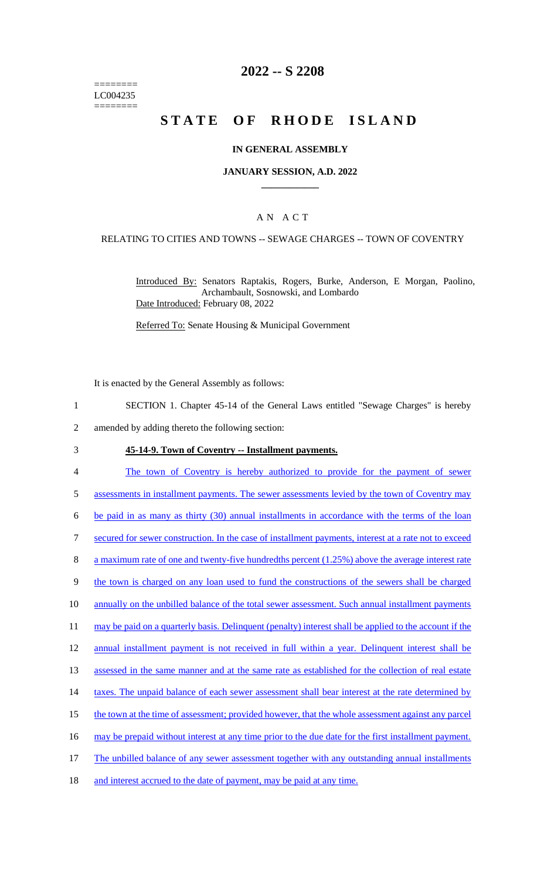========
LC004235
========

# 2022 -- S 2208

# STATE OF RHODE ISLAND

## IN GENERAL ASSEMBLY

### JANUARY SESSION, A.D. 2022

### A N A C T

RELATING TO CITIES AND TOWNS -- SEWAGE CHARGES -- TOWN OF COVENTRY

Introduced By: Senators Raptakis, Rogers, Burke, Anderson, E Morgan, Paolino, Archambault, Sosnowski, and Lombardo
Date Introduced: February 08, 2022

Referred To: Senate Housing & Municipal Government

It is enacted by the General Assembly as follows:

1 SECTION 1. Chapter 45-14 of the General Laws entitled "Sewage Charges" is hereby
2 amended by adding thereto the following section:

3 **45-14-9. Town of Coventry -- Installment payments.**

4 The town of Coventry is hereby authorized to provide for the payment of sewer
5 assessments in installment payments. The sewer assessments levied by the town of Coventry may
6 be paid in as many as thirty (30) annual installments in accordance with the terms of the loan
7 secured for sewer construction. In the case of installment payments, interest at a rate not to exceed
8 a maximum rate of one and twenty-five hundredths percent (1.25%) above the average interest rate
9 the town is charged on any loan used to fund the constructions of the sewers shall be charged
10 annually on the unbilled balance of the total sewer assessment. Such annual installment payments
11 may be paid on a quarterly basis. Delinquent (penalty) interest shall be applied to the account if the
12 annual installment payment is not received in full within a year. Delinquent interest shall be
13 assessed in the same manner and at the same rate as established for the collection of real estate
14 taxes. The unpaid balance of each sewer assessment shall bear interest at the rate determined by
15 the town at the time of assessment; provided however, that the whole assessment against any parcel
16 may be prepaid without interest at any time prior to the due date for the first installment payment.
17 The unbilled balance of any sewer assessment together with any outstanding annual installments
18 and interest accrued to the date of payment, may be paid at any time.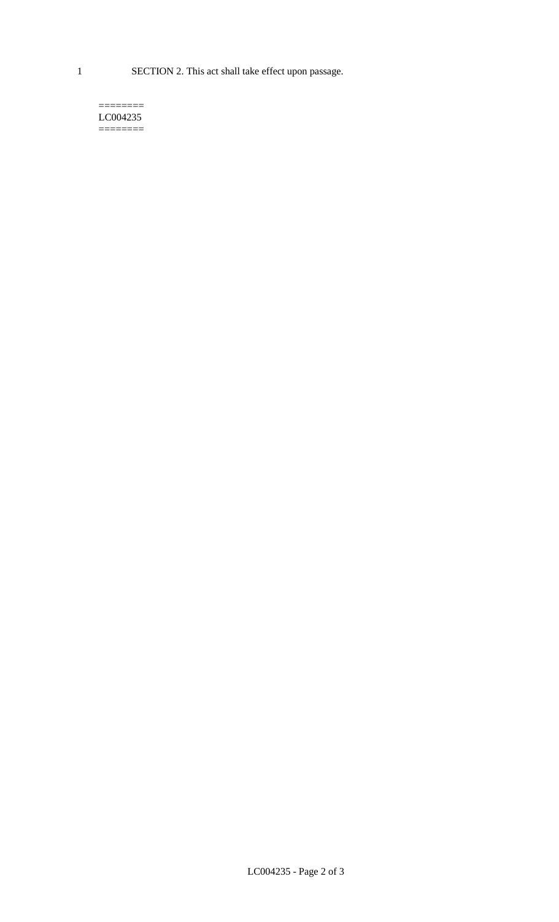SECTION 2. This act shall take effect upon passage.

========
LC004235
========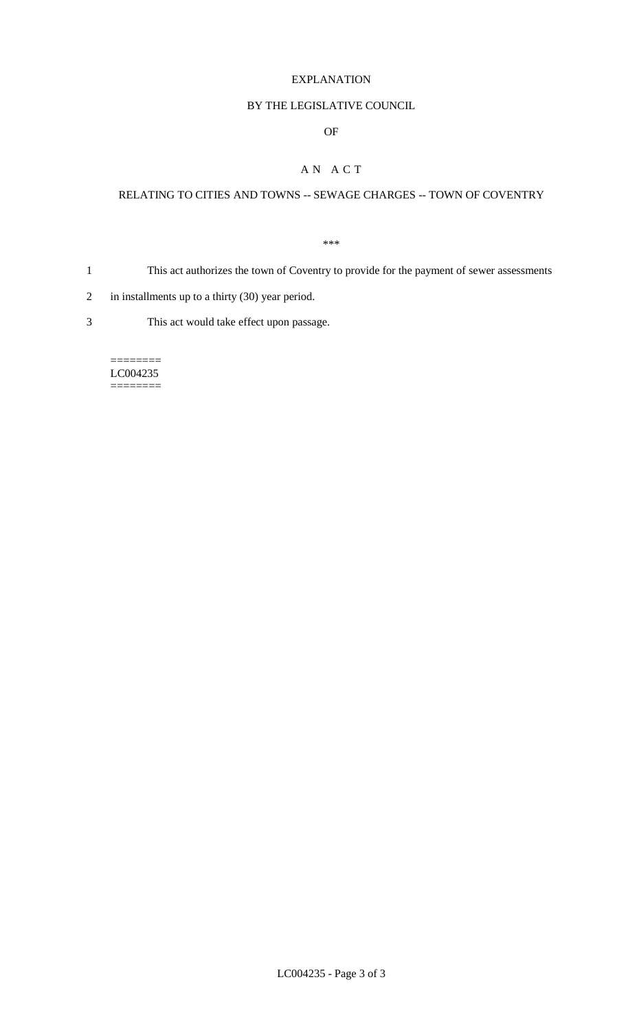EXPLANATION

BY THE LEGISLATIVE COUNCIL

OF

# A N A C T

RELATING TO CITIES AND TOWNS -- SEWAGE CHARGES -- TOWN OF COVENTRY

\*\*\*

1 This act authorizes the town of Coventry to provide for the payment of sewer assessments

2 in installments up to a thirty (30) year period.

3 This act would take effect upon passage.

========
LC004235
========